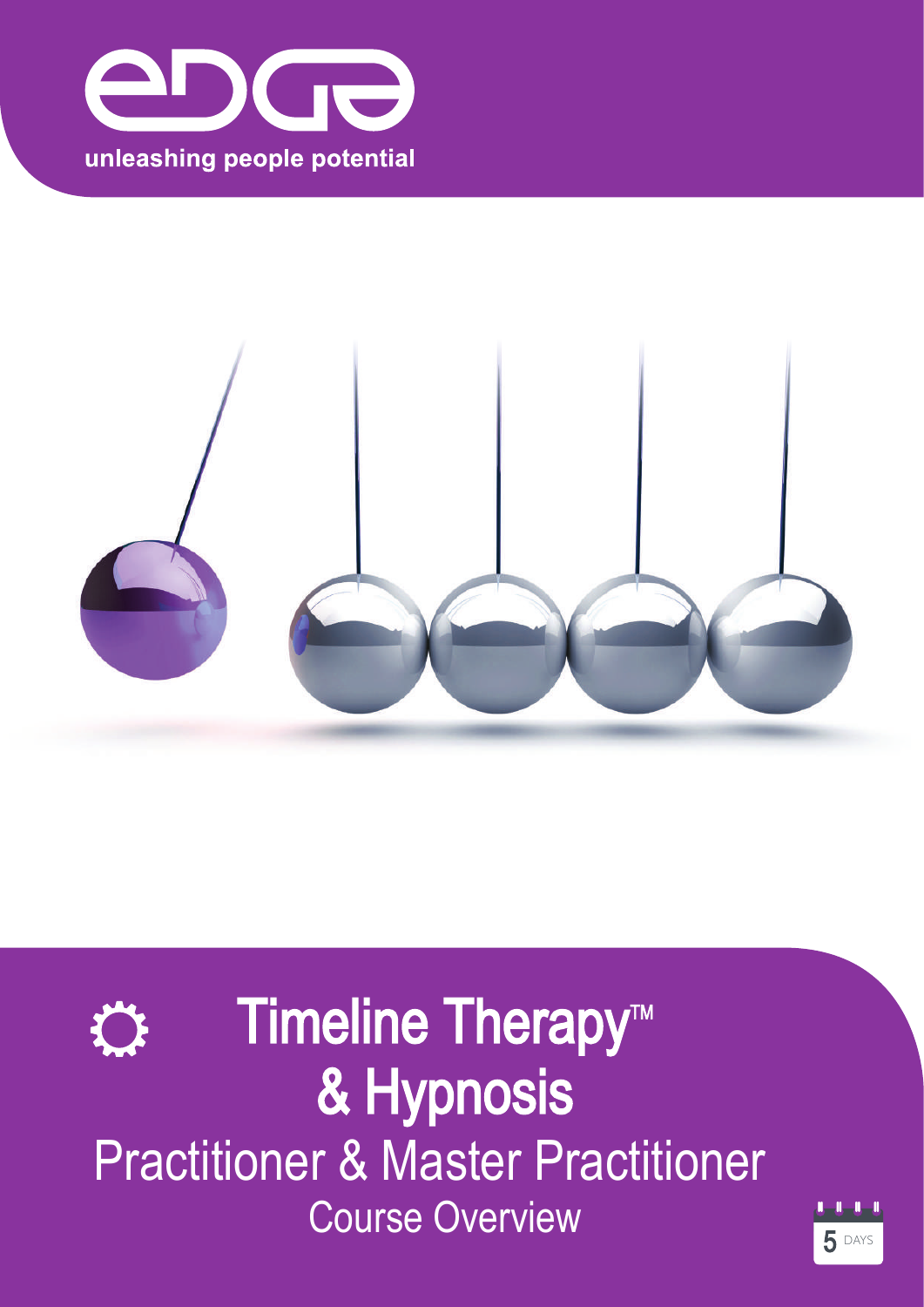edge

unleashing people potential

# Timeline Therapy™ & Hypnosis

## Practitioner & Master Practitioner

Course Overview

5 DAYS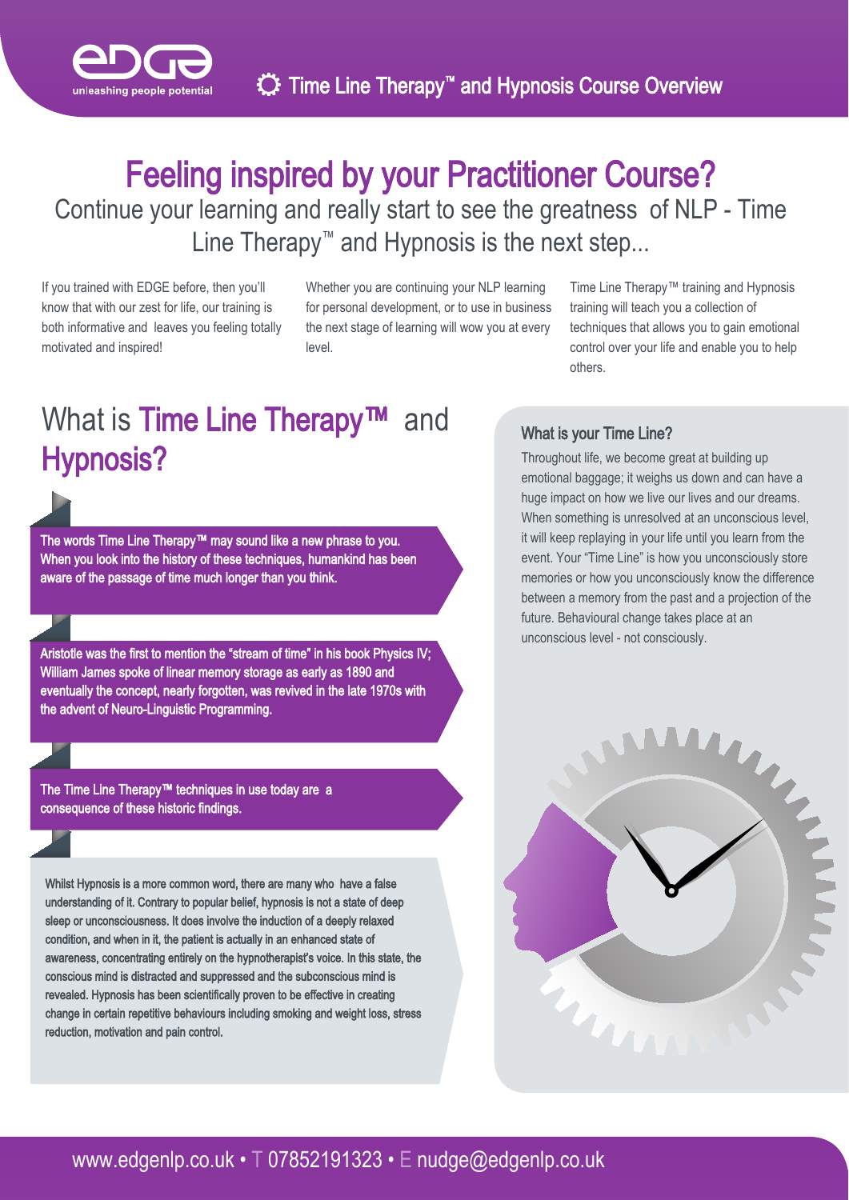# Feeling inspired by your Practitioner Course?

Continue your learning and really start to see the greatness of NLP - Time Line Therapy™ and Hypnosis is the next step...

If you trained with EDGE before, then you'll know that with our zest for life, our training is both informative and leaves you feeling totally motivated and inspired!

Whether you are continuing your NLP learning for personal development, or to use in business the next stage of learning will wow you at every level.

Time Line Therapy™ training and Hypnosis training will teach you a collection of techniques that allows you to gain emotional control over your life and enable you to help others.

## What is Time Line Therapy™ and Hypnosis?

The words Time Line Therapy™ may sound like a new phrase to you. When you look into the history of these techniques, humankind has been aware of the passage of time much longer than you think.

Aristotle was the first to mention the "stream of time" in his book Physics IV; William James spoke of linear memory storage as early as 1890 and eventually the concept, nearly forgotten, was revived in the late 1970s with the advent of Neuro-Linguistic Programming.

The Time Line Therapy™ techniques in use today are a consequence of these historic findings.

Whilst Hypnosis is a more common word, there are many who have a false understanding of it. Contrary to popular belief, hypnosis is not a state of deep sleep or unconsciousness. It does involve the induction of a deeply relaxed condition, and when in it, the patient is actually in an enhanced state of awareness, concentrating entirely on the hypnotherapist's voice. In this state, the conscious mind is distracted and suppressed and the subconscious mind is revealed. Hypnosis has been scientifically proven to be effective in creating change in certain repetitive behaviours including smoking and weight loss, stress reduction, motivation and pain control.

### What is your Time Line?

Throughout life, we become great at building up emotional baggage; it weighs us down and can have a huge impact on how we live our lives and our dreams. When something is unresolved at an unconscious level, it will keep replaying in your life until you learn from the event. Your "Time Line" is how you unconsciously store memories or how you unconsciously know the difference between a memory from the past and a projection of the future. Behavioural change takes place at an unconscious level - not consciously.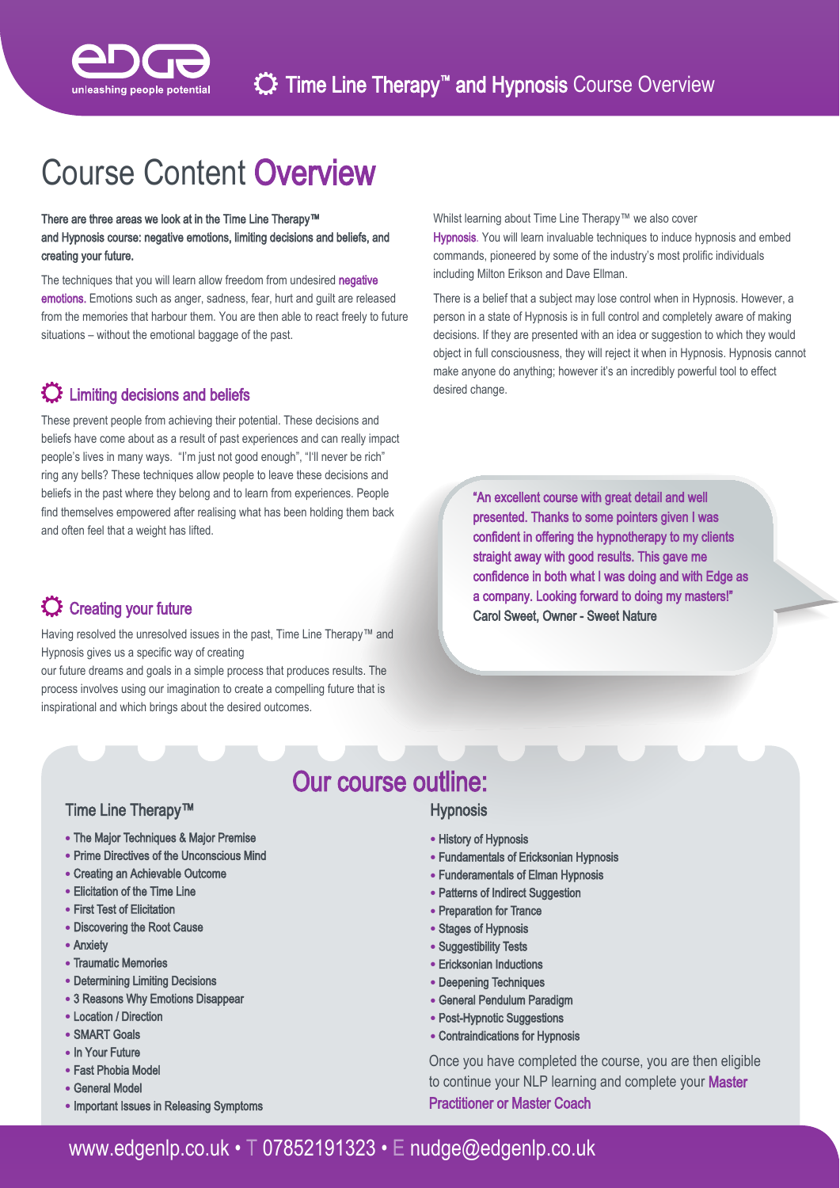# Course Content Overview

**There are three areas we look at in the Time Line Therapy™ and Hypnosis course: negative emotions, limiting decisions and beliefs, and creating your future.**

The techniques that you will learn allow freedom from undesired **negative emotions.** Emotions such as anger, sadness, fear, hurt and guilt are released from the memories that harbour them. You are then able to react freely to future situations – without the emotional baggage of the past.

## Limiting decisions and beliefs

These prevent people from achieving their potential. These decisions and beliefs have come about as a result of past experiences and can really impact people's lives in many ways. "I'm just not good enough", "I'll never be rich" ring any bells? These techniques allow people to leave these decisions and beliefs in the past where they belong and to learn from experiences. People find themselves empowered after realising what has been holding them back and often feel that a weight has lifted.

## Creating your future

Having resolved the unresolved issues in the past, Time Line Therapy™ and Hypnosis gives us a specific way of creating our future dreams and goals in a simple process that produces results. The process involves using our imagination to create a compelling future that is inspirational and which brings about the desired outcomes.

Whilst learning about Time Line Therapy™ we also cover **Hypnosis**. You will learn invaluable techniques to induce hypnosis and embed commands, pioneered by some of the industry's most prolific individuals including Milton Erikson and Dave Ellman.

There is a belief that a subject may lose control when in Hypnosis. However, a person in a state of Hypnosis is in full control and completely aware of making decisions. If they are presented with an idea or suggestion to which they would object in full consciousness, they will reject it when in Hypnosis. Hypnosis cannot make anyone do anything; however it's an incredibly powerful tool to effect desired change.

> "An excellent course with great detail and well presented. Thanks to some pointers given I was confident in offering the hypnotherapy to my clients straight away with good results. This gave me confidence in both what I was doing and with Edge as a company. Looking forward to doing my masters!"
> Carol Sweet, Owner - Sweet Nature

## Our course outline:

### Time Line Therapy™

- The Major Techniques & Major Premise
- Prime Directives of the Unconscious Mind
- Creating an Achievable Outcome
- Elicitation of the Time Line
- First Test of Elicitation
- Discovering the Root Cause
- Anxiety
- Traumatic Memories
- Determining Limiting Decisions
- 3 Reasons Why Emotions Disappear
- Location / Direction
- SMART Goals
- In Your Future
- Fast Phobia Model
- General Model
- Important Issues in Releasing Symptoms

### Hypnosis

- History of Hypnosis
- Fundamentals of Ericksonian Hypnosis
- Funderamentals of Elman Hypnosis
- Patterns of Indirect Suggestion
- Preparation for Trance
- Stages of Hypnosis
- Suggestibility Tests
- Ericksonian Inductions
- Deepening Techniques
- General Pendulum Paradigm
- Post-Hypnotic Suggestions
- Contraindications for Hypnosis

Once you have completed the course, you are then eligible to continue your NLP learning and complete your **Master Practitioner or Master Coach**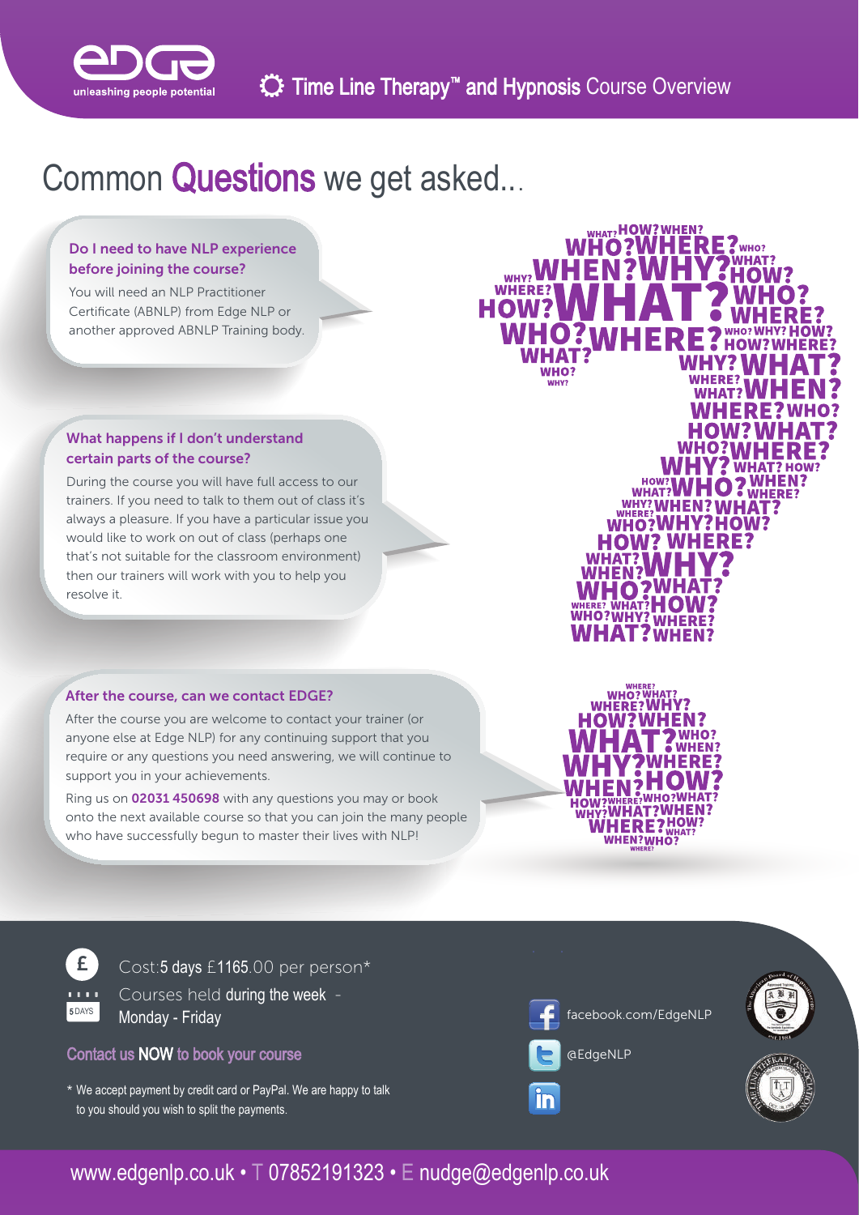edge unleashing people potential

Time Line Therapy™ and Hypnosis Course Overview

# Common Questions we get asked...

### Do I need to have NLP experience before joining the course?

You will need an NLP Practitioner Certificate (ABNLP) from Edge NLP or another approved ABNLP Training body.

### What happens if I don't understand certain parts of the course?

During the course you will have full access to our trainers. If you need to talk to them out of class it's always a pleasure. If you have a particular issue you would like to work on out of class (perhaps one that's not suitable for the classroom environment) then our trainers will work with you to help you resolve it.

### After the course, can we contact EDGE?

After the course you are welcome to contact your trainer (or anyone else at Edge NLP) for any continuing support that you require or any questions you need answering, we will continue to support you in your achievements.

Ring us on **02031 450698** with any questions you may or book onto the next available course so that you can join the many people who have successfully begun to master their lives with NLP!

Cost: 5 days £1165.00 per person*

Courses held during the week - Monday - Friday

Contact us NOW to book your course

* We accept payment by credit card or PayPal. We are happy to talk to you should you wish to split the payments.

facebook.com/EdgeNLP

@EdgeNLP

www.edgenlp.co.uk • T 07852191323 • E nudge@edgenlp.co.uk